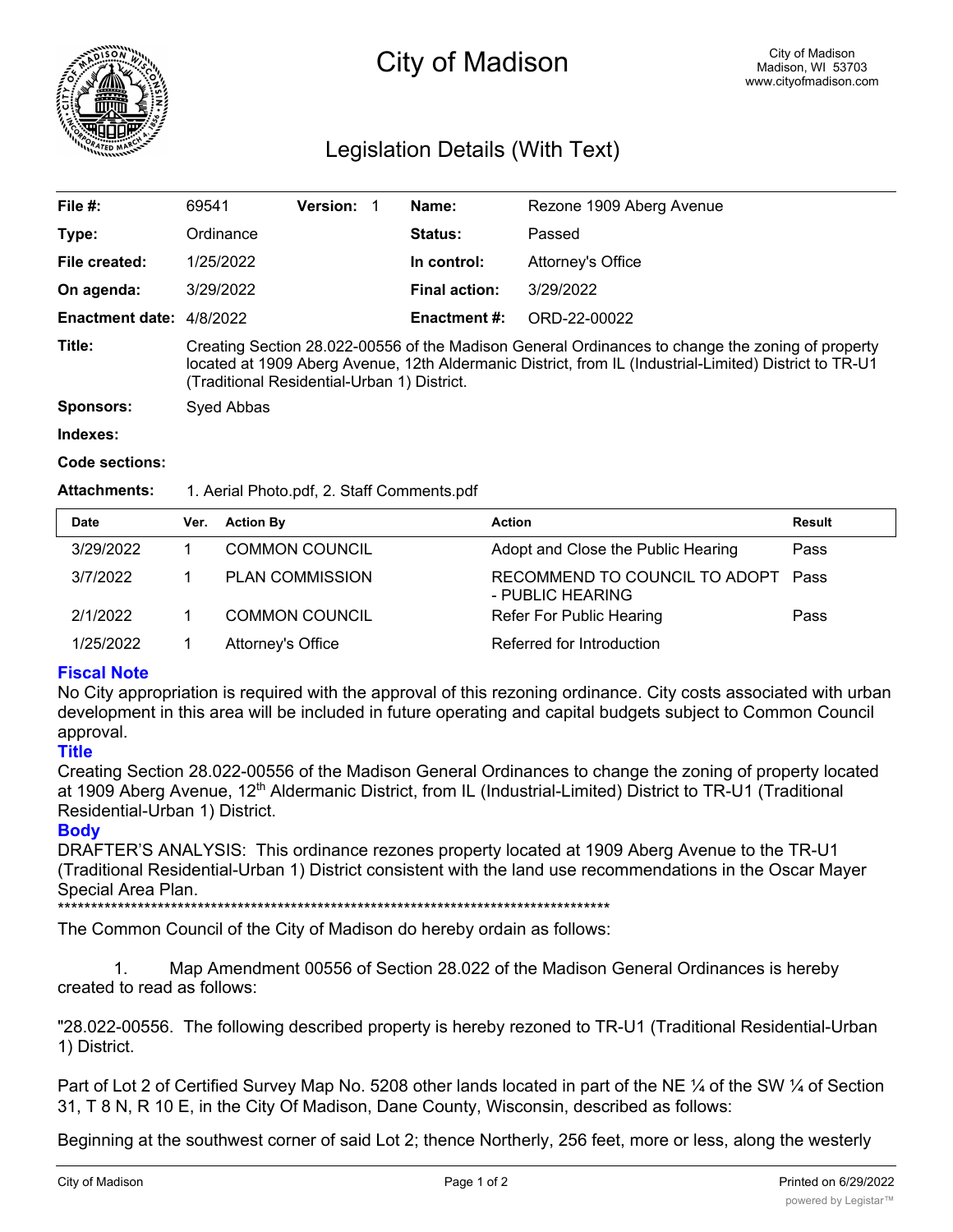# City of Madison

City of Madison
Madison, WI 53703
www.cityofmadison.com

## Legislation Details (With Text)

| | | | |
|---|---|---|---|
| **File #:** | 69541 **Version:** 1 | **Name:** | Rezone 1909 Aberg Avenue |
| **Type:** | Ordinance | **Status:** | Passed |
| **File created:** | 1/25/2022 | **In control:** | Attorney's Office |
| **On agenda:** | 3/29/2022 | **Final action:** | 3/29/2022 |
| **Enactment date:** | 4/8/2022 | **Enactment #:** | ORD-22-00022 |

**Title:** Creating Section 28.022-00556 of the Madison General Ordinances to change the zoning of property located at 1909 Aberg Avenue, 12th Aldermanic District, from IL (Industrial-Limited) District to TR-U1 (Traditional Residential-Urban 1) District.

**Sponsors:** Syed Abbas

**Indexes:**

**Code sections:**

**Attachments:** 1. Aerial Photo.pdf, 2. Staff Comments.pdf

| Date | Ver. | Action By | Action | Result |
|---|---|---|---|---|
| 3/29/2022 | 1 | COMMON COUNCIL | Adopt and Close the Public Hearing | Pass |
| 3/7/2022 | 1 | PLAN COMMISSION | RECOMMEND TO COUNCIL TO ADOPT - PUBLIC HEARING | Pass |
| 2/1/2022 | 1 | COMMON COUNCIL | Refer For Public Hearing | Pass |
| 1/25/2022 | 1 | Attorney's Office | Referred for Introduction | |

### Fiscal Note

No City appropriation is required with the approval of this rezoning ordinance. City costs associated with urban development in this area will be included in future operating and capital budgets subject to Common Council approval.

### Title

Creating Section 28.022-00556 of the Madison General Ordinances to change the zoning of property located at 1909 Aberg Avenue, 12th Aldermanic District, from IL (Industrial-Limited) District to TR-U1 (Traditional Residential-Urban 1) District.

### Body

DRAFTER'S ANALYSIS: This ordinance rezones property located at 1909 Aberg Avenue to the TR-U1 (Traditional Residential-Urban 1) District consistent with the land use recommendations in the Oscar Mayer Special Area Plan.

*****************************************************************************************

The Common Council of the City of Madison do hereby ordain as follows:

1. Map Amendment 00556 of Section 28.022 of the Madison General Ordinances is hereby created to read as follows:

"28.022-00556. The following described property is hereby rezoned to TR-U1 (Traditional Residential-Urban 1) District.

Part of Lot 2 of Certified Survey Map No. 5208 other lands located in part of the NE ¼ of the SW ¼ of Section 31, T 8 N, R 10 E, in the City Of Madison, Dane County, Wisconsin, described as follows:

Beginning at the southwest corner of said Lot 2; thence Northerly, 256 feet, more or less, along the westerly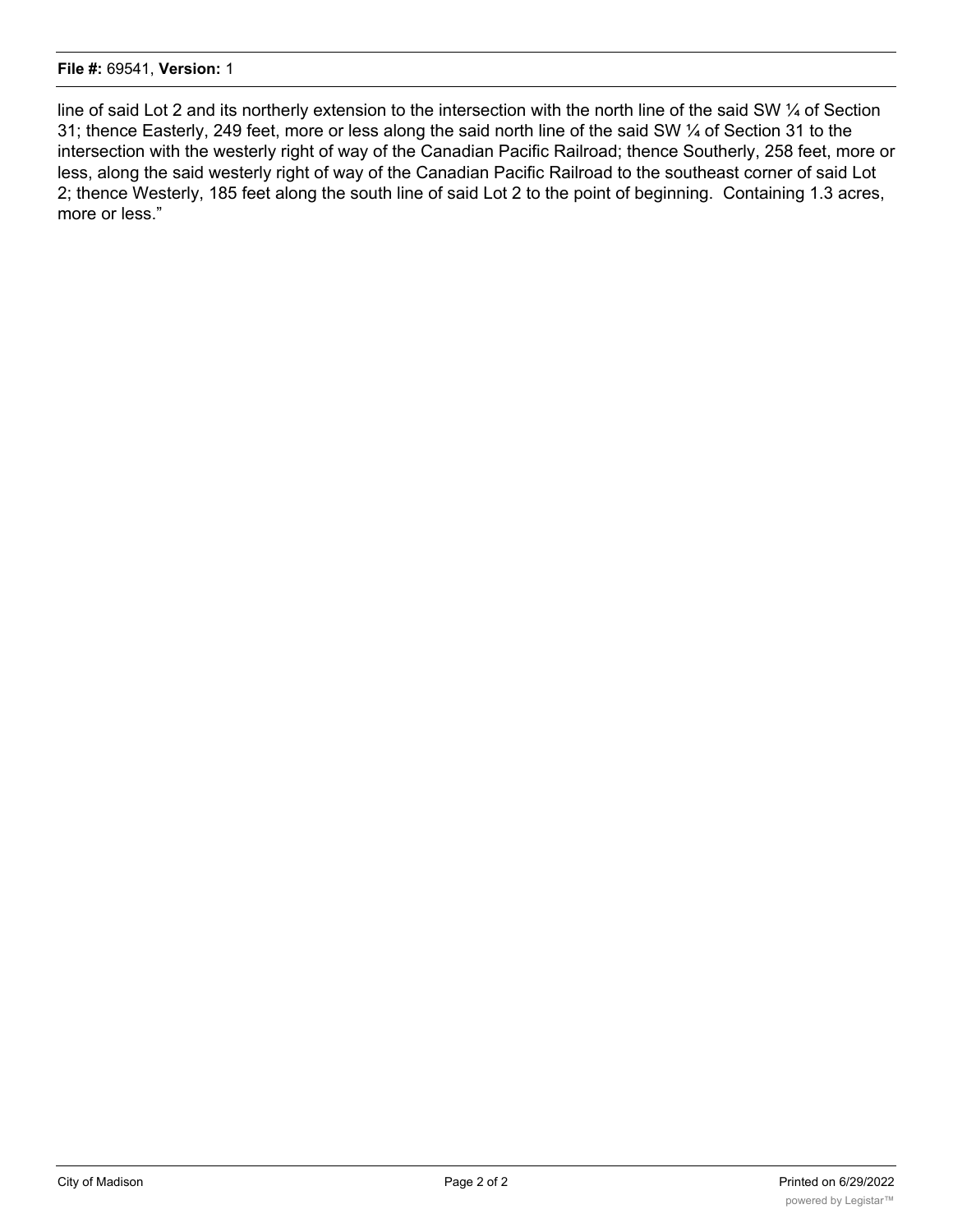line of said Lot 2 and its northerly extension to the intersection with the north line of the said SW ¼ of Section 31; thence Easterly, 249 feet, more or less along the said north line of the said SW ¼ of Section 31 to the intersection with the westerly right of way of the Canadian Pacific Railroad; thence Southerly, 258 feet, more or less, along the said westerly right of way of the Canadian Pacific Railroad to the southeast corner of said Lot 2; thence Westerly, 185 feet along the south line of said Lot 2 to the point of beginning. Containing 1.3 acres, more or less."